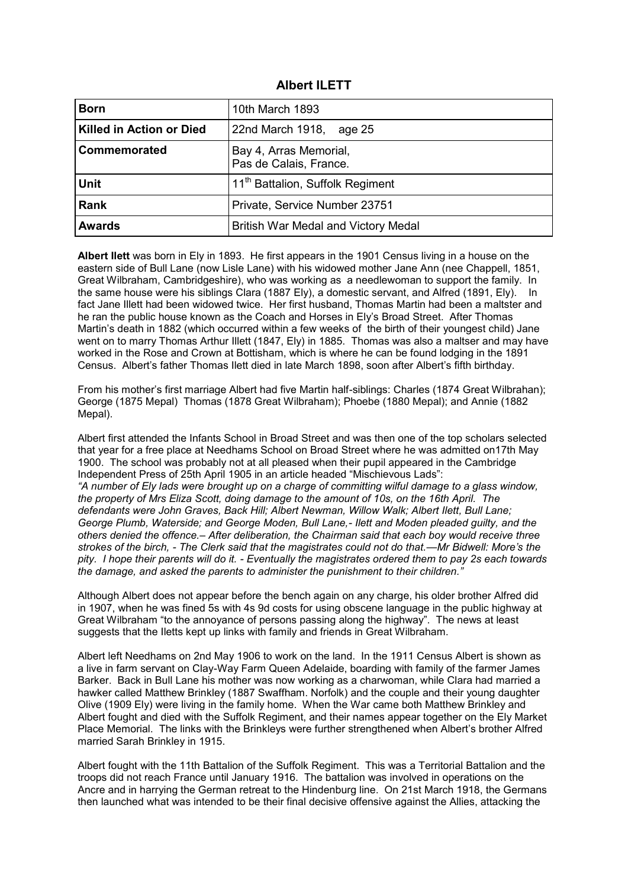# Albert ILETT

| | |
|---|---|
| **Born** | 10th March 1893 |
| **Killed in Action or Died** | 22nd March 1918, age 25 |
| **Commemorated** | Bay 4, Arras Memorial, Pas de Calais, France. |
| **Unit** | 11th Battalion, Suffolk Regiment |
| **Rank** | Private, Service Number 23751 |
| **Awards** | British War Medal and Victory Medal |

**Albert Ilett** was born in Ely in 1893. He first appears in the 1901 Census living in a house on the eastern side of Bull Lane (now Lisle Lane) with his widowed mother Jane Ann (nee Chappell, 1851, Great Wilbraham, Cambridgeshire), who was working as a needlewoman to support the family. In the same house were his siblings Clara (1887 Ely), a domestic servant, and Alfred (1891, Ely). In fact Jane Illett had been widowed twice. Her first husband, Thomas Martin had been a maltster and he ran the public house known as the Coach and Horses in Ely's Broad Street. After Thomas Martin's death in 1882 (which occurred within a few weeks of the birth of their youngest child) Jane went on to marry Thomas Arthur Illett (1847, Ely) in 1885. Thomas was also a maltser and may have worked in the Rose and Crown at Bottisham, which is where he can be found lodging in the 1891 Census. Albert's father Thomas Ilett died in late March 1898, soon after Albert's fifth birthday.

From his mother's first marriage Albert had five Martin half-siblings: Charles (1874 Great Wilbrahan); George (1875 Mepal) Thomas (1878 Great Wilbraham); Phoebe (1880 Mepal); and Annie (1882 Mepal).

Albert first attended the Infants School in Broad Street and was then one of the top scholars selected that year for a free place at Needhams School on Broad Street where he was admitted on17th May 1900. The school was probably not at all pleased when their pupil appeared in the Cambridge Independent Press of 25th April 1905 in an article headed "Mischievous Lads":
*"A number of Ely lads were brought up on a charge of committing wilful damage to a glass window, the property of Mrs Eliza Scott, doing damage to the amount of 10s, on the 16th April. The defendants were John Graves, Back Hill; Albert Newman, Willow Walk; Albert Ilett, Bull Lane; George Plumb, Waterside; and George Moden, Bull Lane,- Ilett and Moden pleaded guilty, and the others denied the offence.– After deliberation, the Chairman said that each boy would receive three strokes of the birch, - The Clerk said that the magistrates could not do that.—Mr Bidwell: More's the pity. I hope their parents will do it. - Eventually the magistrates ordered them to pay 2s each towards the damage, and asked the parents to administer the punishment to their children."*

Although Albert does not appear before the bench again on any charge, his older brother Alfred did in 1907, when he was fined 5s with 4s 9d costs for using obscene language in the public highway at Great Wilbraham "to the annoyance of persons passing along the highway". The news at least suggests that the Iletts kept up links with family and friends in Great Wilbraham.

Albert left Needhams on 2nd May 1906 to work on the land. In the 1911 Census Albert is shown as a live in farm servant on Clay-Way Farm Queen Adelaide, boarding with family of the farmer James Barker. Back in Bull Lane his mother was now working as a charwoman, while Clara had married a hawker called Matthew Brinkley (1887 Swaffham. Norfolk) and the couple and their young daughter Olive (1909 Ely) were living in the family home. When the War came both Matthew Brinkley and Albert fought and died with the Suffolk Regiment, and their names appear together on the Ely Market Place Memorial. The links with the Brinkleys were further strengthened when Albert's brother Alfred married Sarah Brinkley in 1915.

Albert fought with the 11th Battalion of the Suffolk Regiment. This was a Territorial Battalion and the troops did not reach France until January 1916. The battalion was involved in operations on the Ancre and in harrying the German retreat to the Hindenburg line. On 21st March 1918, the Germans then launched what was intended to be their final decisive offensive against the Allies, attacking the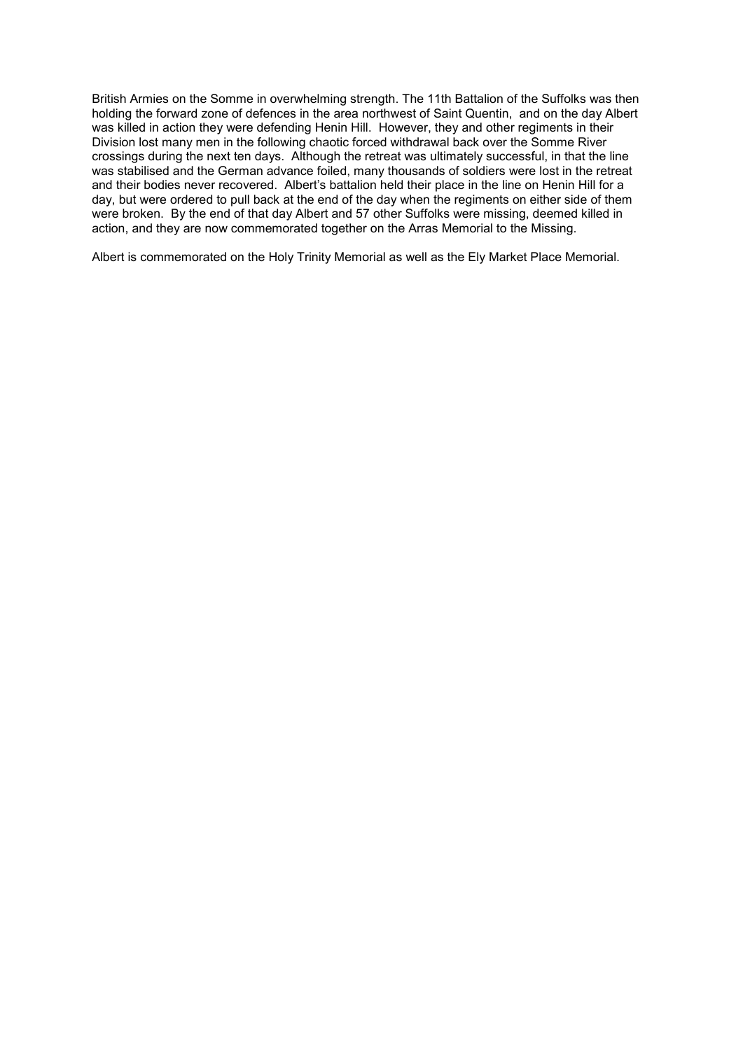British Armies on the Somme in overwhelming strength. The 11th Battalion of the Suffolks was then holding the forward zone of defences in the area northwest of Saint Quentin, and on the day Albert was killed in action they were defending Henin Hill. However, they and other regiments in their Division lost many men in the following chaotic forced withdrawal back over the Somme River crossings during the next ten days. Although the retreat was ultimately successful, in that the line was stabilised and the German advance foiled, many thousands of soldiers were lost in the retreat and their bodies never recovered. Albert's battalion held their place in the line on Henin Hill for a day, but were ordered to pull back at the end of the day when the regiments on either side of them were broken. By the end of that day Albert and 57 other Suffolks were missing, deemed killed in action, and they are now commemorated together on the Arras Memorial to the Missing.

Albert is commemorated on the Holy Trinity Memorial as well as the Ely Market Place Memorial.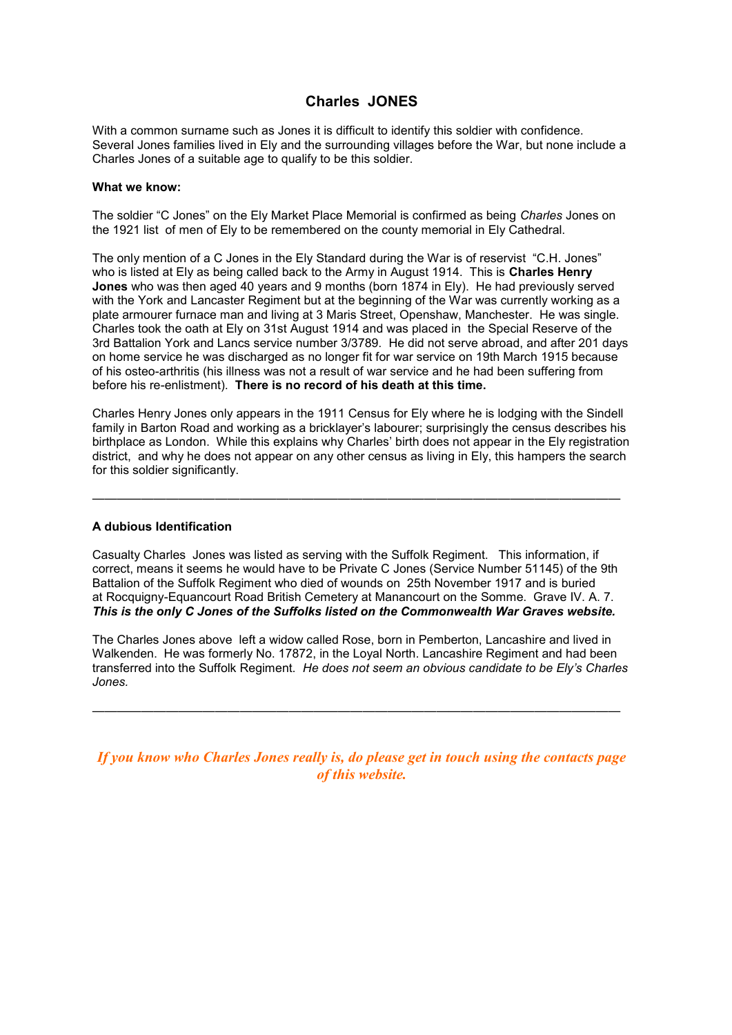# Charles JONES

With a common surname such as Jones it is difficult to identify this soldier with confidence. Several Jones families lived in Ely and the surrounding villages before the War, but none include a Charles Jones of a suitable age to qualify to be this soldier.

**What we know:**

The soldier "C Jones" on the Ely Market Place Memorial is confirmed as being *Charles* Jones on the 1921 list of men of Ely to be remembered on the county memorial in Ely Cathedral.

The only mention of a C Jones in the Ely Standard during the War is of reservist "C.H. Jones" who is listed at Ely as being called back to the Army in August 1914. This is **Charles Henry Jones** who was then aged 40 years and 9 months (born 1874 in Ely). He had previously served with the York and Lancaster Regiment but at the beginning of the War was currently working as a plate armourer furnace man and living at 3 Maris Street, Openshaw, Manchester. He was single. Charles took the oath at Ely on 31st August 1914 and was placed in the Special Reserve of the 3rd Battalion York and Lancs service number 3/3789. He did not serve abroad, and after 201 days on home service he was discharged as no longer fit for war service on 19th March 1915 because of his osteo-arthritis (his illness was not a result of war service and he had been suffering from before his re-enlistment). **There is no record of his death at this time.**

Charles Henry Jones only appears in the 1911 Census for Ely where he is lodging with the Sindell family in Barton Road and working as a bricklayer's labourer; surprisingly the census describes his birthplace as London. While this explains why Charles' birth does not appear in the Ely registration district, and why he does not appear on any other census as living in Ely, this hampers the search for this soldier significantly.

---

**A dubious Identification**

Casualty Charles Jones was listed as serving with the Suffolk Regiment. This information, if correct, means it seems he would have to be Private C Jones (Service Number 51145) of the 9th Battalion of the Suffolk Regiment who died of wounds on 25th November 1917 and is buried at Rocquigny-Equancourt Road British Cemetery at Manancourt on the Somme. Grave IV. A. 7. ***This is the only C Jones of the Suffolks listed on the Commonwealth War Graves website.***

The Charles Jones above left a widow called Rose, born in Pemberton, Lancashire and lived in Walkenden. He was formerly No. 17872, in the Loyal North. Lancashire Regiment and had been transferred into the Suffolk Regiment. *He does not seem an obvious candidate to be Ely's Charles Jones.*

---

***If you know who Charles Jones really is, do please get in touch using the contacts page of this website.***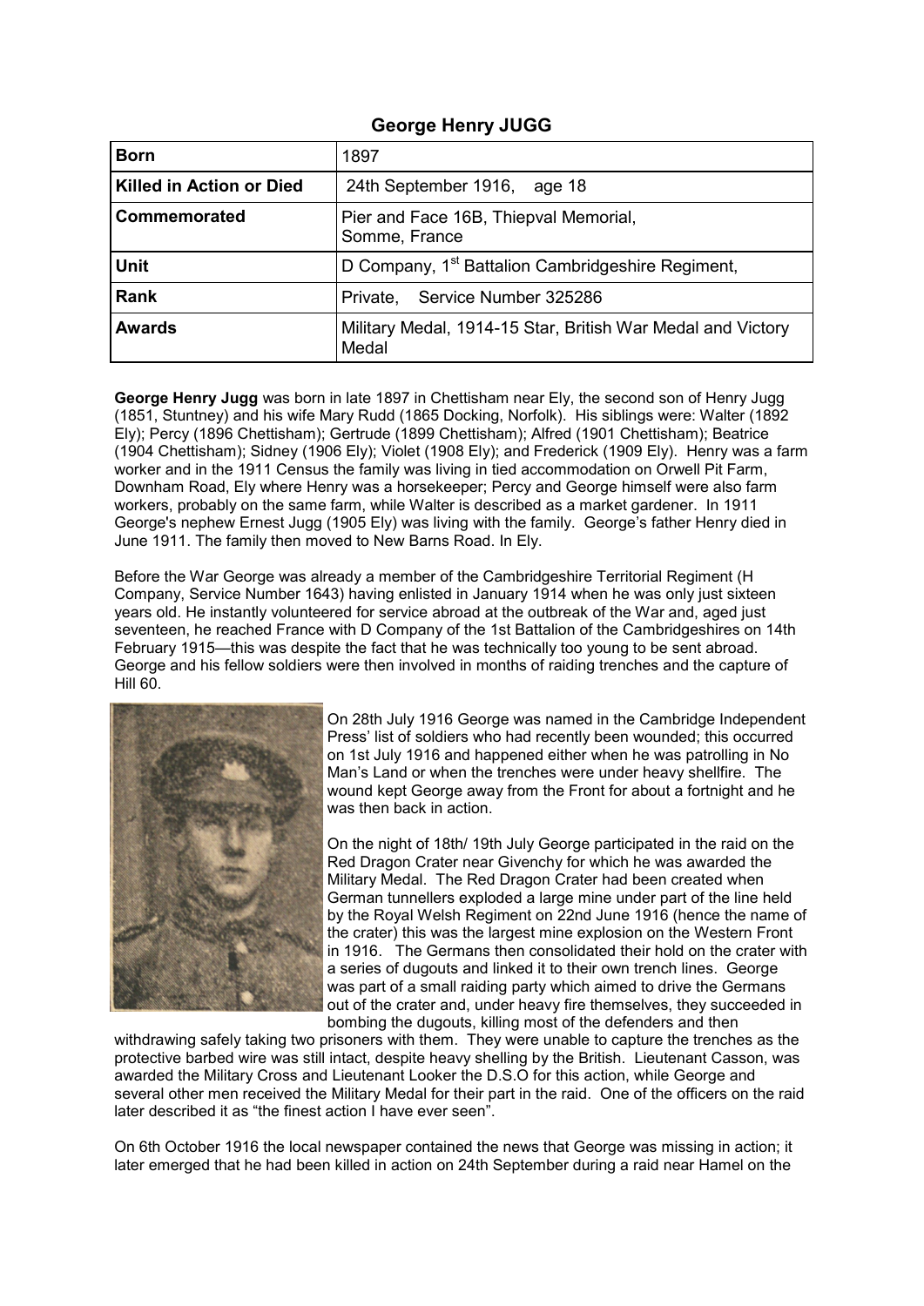## George Henry JUGG

| Born | 1897 |
|---|---|
| Killed in Action or Died | 24th September 1916, age 18 |
| Commemorated | Pier and Face 16B, Thiepval Memorial, Somme, France |
| Unit | D Company, 1st Battalion Cambridgeshire Regiment, |
| Rank | Private, Service Number 325286 |
| Awards | Military Medal, 1914-15 Star, British War Medal and Victory Medal |

**George Henry Jugg** was born in late 1897 in Chettisham near Ely, the second son of Henry Jugg (1851, Stuntney) and his wife Mary Rudd (1865 Docking, Norfolk). His siblings were: Walter (1892 Ely); Percy (1896 Chettisham); Gertrude (1899 Chettisham); Alfred (1901 Chettisham); Beatrice (1904 Chettisham); Sidney (1906 Ely); Violet (1908 Ely); and Frederick (1909 Ely). Henry was a farm worker and in the 1911 Census the family was living in tied accommodation on Orwell Pit Farm, Downham Road, Ely where Henry was a horsekeeper; Percy and George himself were also farm workers, probably on the same farm, while Walter is described as a market gardener. In 1911 George's nephew Ernest Jugg (1905 Ely) was living with the family. George's father Henry died in June 1911. The family then moved to New Barns Road. In Ely.

Before the War George was already a member of the Cambridgeshire Territorial Regiment (H Company, Service Number 1643) having enlisted in January 1914 when he was only just sixteen years old. He instantly volunteered for service abroad at the outbreak of the War and, aged just seventeen, he reached France with D Company of the 1st Battalion of the Cambridgeshires on 14th February 1915—this was despite the fact that he was technically too young to be sent abroad. George and his fellow soldiers were then involved in months of raiding trenches and the capture of Hill 60.

On 28th July 1916 George was named in the Cambridge Independent Press' list of soldiers who had recently been wounded; this occurred on 1st July 1916 and happened either when he was patrolling in No Man's Land or when the trenches were under heavy shellfire. The wound kept George away from the Front for about a fortnight and he was then back in action.

On the night of 18th/ 19th July George participated in the raid on the Red Dragon Crater near Givenchy for which he was awarded the Military Medal. The Red Dragon Crater had been created when German tunnellers exploded a large mine under part of the line held by the Royal Welsh Regiment on 22nd June 1916 (hence the name of the crater) this was the largest mine explosion on the Western Front in 1916. The Germans then consolidated their hold on the crater with a series of dugouts and linked it to their own trench lines. George was part of a small raiding party which aimed to drive the Germans out of the crater and, under heavy fire themselves, they succeeded in bombing the dugouts, killing most of the defenders and then withdrawing safely taking two prisoners with them. They were unable to capture the trenches as the protective barbed wire was still intact, despite heavy shelling by the British. Lieutenant Casson, was awarded the Military Cross and Lieutenant Looker the D.S.O for this action, while George and several other men received the Military Medal for their part in the raid. One of the officers on the raid later described it as "the finest action I have ever seen".

On 6th October 1916 the local newspaper contained the news that George was missing in action; it later emerged that he had been killed in action on 24th September during a raid near Hamel on the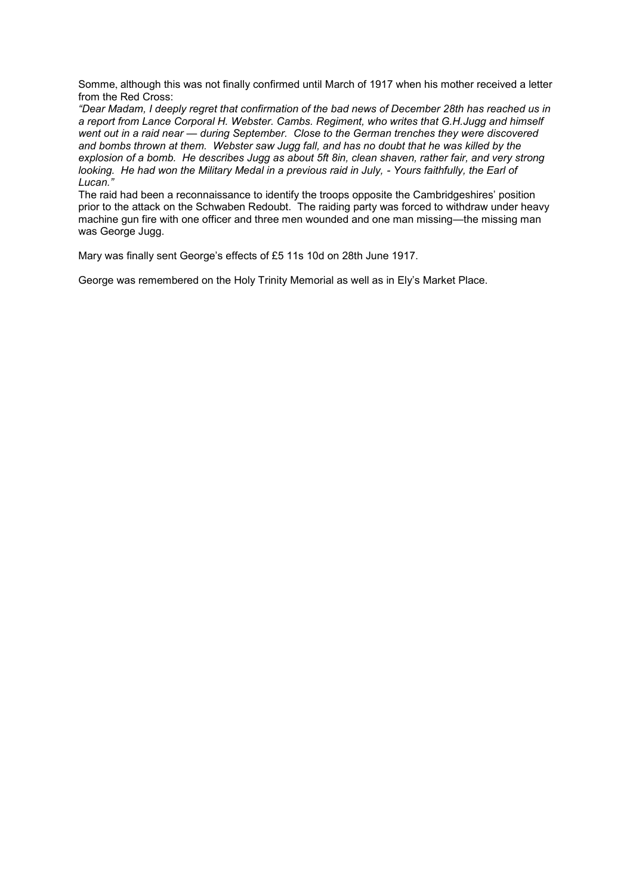Somme, although this was not finally confirmed until March of 1917 when his mother received a letter from the Red Cross:

*"Dear Madam, I deeply regret that confirmation of the bad news of December 28th has reached us in a report from Lance Corporal H. Webster. Cambs. Regiment, who writes that G.H.Jugg and himself went out in a raid near — during September. Close to the German trenches they were discovered and bombs thrown at them. Webster saw Jugg fall, and has no doubt that he was killed by the explosion of a bomb. He describes Jugg as about 5ft 8in, clean shaven, rather fair, and very strong looking. He had won the Military Medal in a previous raid in July, - Yours faithfully, the Earl of Lucan."*

The raid had been a reconnaissance to identify the troops opposite the Cambridgeshires' position prior to the attack on the Schwaben Redoubt. The raiding party was forced to withdraw under heavy machine gun fire with one officer and three men wounded and one man missing—the missing man was George Jugg.

Mary was finally sent George's effects of £5 11s 10d on 28th June 1917.

George was remembered on the Holy Trinity Memorial as well as in Ely's Market Place.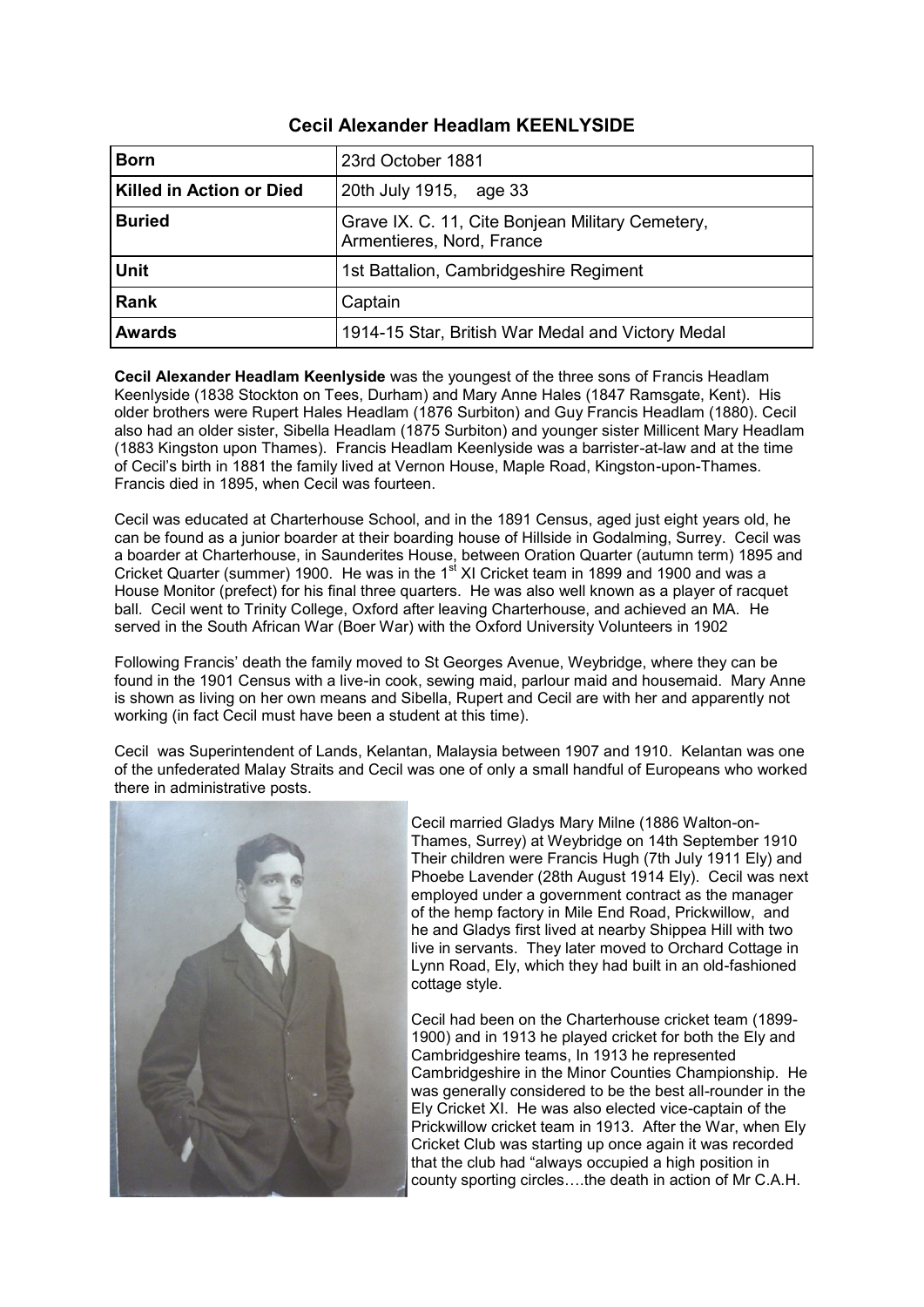## Cecil Alexander Headlam KEENLYSIDE

| Born | 23rd October 1881 |
|---|---|
| **Killed in Action or Died** | 20th July 1915, age 33 |
| **Buried** | Grave IX. C. 11, Cite Bonjean Military Cemetery, Armentieres, Nord, France |
| **Unit** | 1st Battalion, Cambridgeshire Regiment |
| **Rank** | Captain |
| **Awards** | 1914-15 Star, British War Medal and Victory Medal |

**Cecil Alexander Headlam Keenlyside** was the youngest of the three sons of Francis Headlam Keenlyside (1838 Stockton on Tees, Durham) and Mary Anne Hales (1847 Ramsgate, Kent). His older brothers were Rupert Hales Headlam (1876 Surbiton) and Guy Francis Headlam (1880). Cecil also had an older sister, Sibella Headlam (1875 Surbiton) and younger sister Millicent Mary Headlam (1883 Kingston upon Thames). Francis Headlam Keenlyside was a barrister-at-law and at the time of Cecil's birth in 1881 the family lived at Vernon House, Maple Road, Kingston-upon-Thames. Francis died in 1895, when Cecil was fourteen.

Cecil was educated at Charterhouse School, and in the 1891 Census, aged just eight years old, he can be found as a junior boarder at their boarding house of Hillside in Godalming, Surrey. Cecil was a boarder at Charterhouse, in Saunderites House, between Oration Quarter (autumn term) 1895 and Cricket Quarter (summer) 1900. He was in the 1st XI Cricket team in 1899 and 1900 and was a House Monitor (prefect) for his final three quarters. He was also well known as a player of racquet ball. Cecil went to Trinity College, Oxford after leaving Charterhouse, and achieved an MA. He served in the South African War (Boer War) with the Oxford University Volunteers in 1902

Following Francis' death the family moved to St Georges Avenue, Weybridge, where they can be found in the 1901 Census with a live-in cook, sewing maid, parlour maid and housemaid. Mary Anne is shown as living on her own means and Sibella, Rupert and Cecil are with her and apparently not working (in fact Cecil must have been a student at this time).

Cecil was Superintendent of Lands, Kelantan, Malaysia between 1907 and 1910. Kelantan was one of the unfederated Malay Straits and Cecil was one of only a small handful of Europeans who worked there in administrative posts.

Cecil married Gladys Mary Milne (1886 Walton-on-Thames, Surrey) at Weybridge on 14th September 1910 Their children were Francis Hugh (7th July 1911 Ely) and Phoebe Lavender (28th August 1914 Ely). Cecil was next employed under a government contract as the manager of the hemp factory in Mile End Road, Prickwillow, and he and Gladys first lived at nearby Shippea Hill with two live in servants. They later moved to Orchard Cottage in Lynn Road, Ely, which they had built in an old-fashioned cottage style.

Cecil had been on the Charterhouse cricket team (1899-1900) and in 1913 he played cricket for both the Ely and Cambridgeshire teams, In 1913 he represented Cambridgeshire in the Minor Counties Championship. He was generally considered to be the best all-rounder in the Ely Cricket XI. He was also elected vice-captain of the Prickwillow cricket team in 1913. After the War, when Ely Cricket Club was starting up once again it was recorded that the club had "always occupied a high position in county sporting circles….the death in action of Mr C.A.H.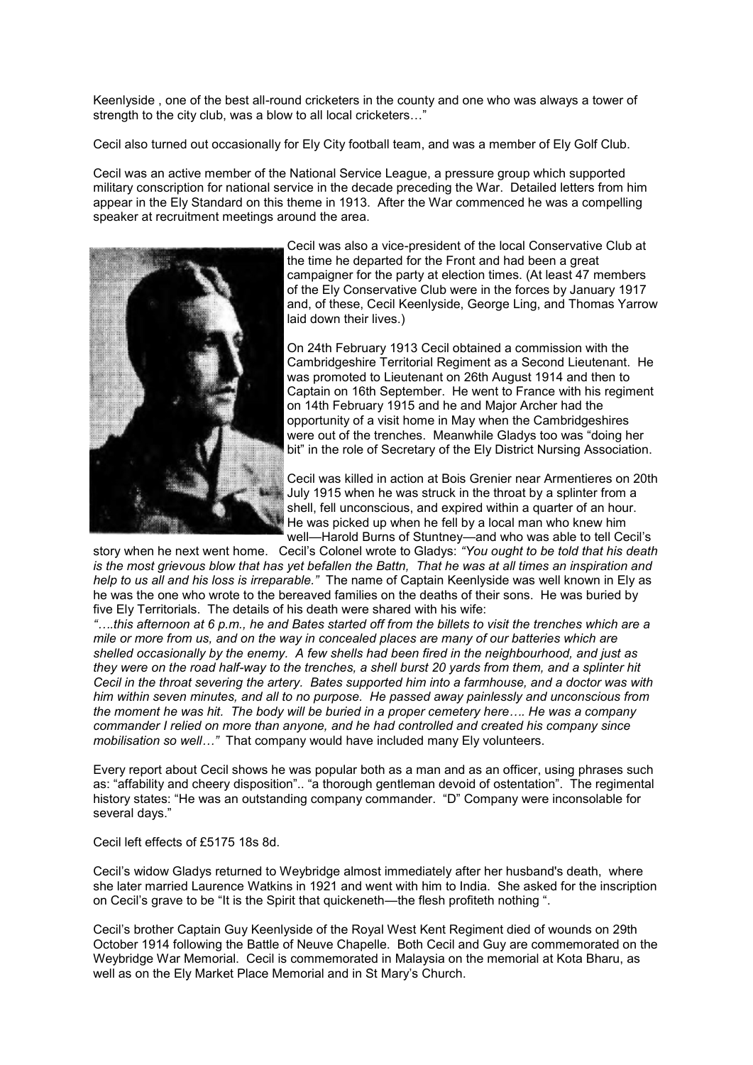Keenlyside , one of the best all-round cricketers in the county and one who was always a tower of strength to the city club, was a blow to all local cricketers…"

Cecil also turned out occasionally for Ely City football team, and was a member of Ely Golf Club.

Cecil was an active member of the National Service League, a pressure group which supported military conscription for national service in the decade preceding the War. Detailed letters from him appear in the Ely Standard on this theme in 1913. After the War commenced he was a compelling speaker at recruitment meetings around the area.

Cecil was also a vice-president of the local Conservative Club at the time he departed for the Front and had been a great campaigner for the party at election times. (At least 47 members of the Ely Conservative Club were in the forces by January 1917 and, of these, Cecil Keenlyside, George Ling, and Thomas Yarrow laid down their lives.)

On 24th February 1913 Cecil obtained a commission with the Cambridgeshire Territorial Regiment as a Second Lieutenant. He was promoted to Lieutenant on 26th August 1914 and then to Captain on 16th September. He went to France with his regiment on 14th February 1915 and he and Major Archer had the opportunity of a visit home in May when the Cambridgeshires were out of the trenches. Meanwhile Gladys too was "doing her bit" in the role of Secretary of the Ely District Nursing Association.

Cecil was killed in action at Bois Grenier near Armentieres on 20th July 1915 when he was struck in the throat by a splinter from a shell, fell unconscious, and expired within a quarter of an hour. He was picked up when he fell by a local man who knew him well—Harold Burns of Stuntney—and who was able to tell Cecil's story when he next went home. Cecil's Colonel wrote to Gladys: *"You ought to be told that his death is the most grievous blow that has yet befallen the Battn, That he was at all times an inspiration and help to us all and his loss is irreparable."* The name of Captain Keenlyside was well known in Ely as he was the one who wrote to the bereaved families on the deaths of their sons. He was buried by five Ely Territorials. The details of his death were shared with his wife:

*"….this afternoon at 6 p.m., he and Bates started off from the billets to visit the trenches which are a mile or more from us, and on the way in concealed places are many of our batteries which are shelled occasionally by the enemy. A few shells had been fired in the neighbourhood, and just as they were on the road half-way to the trenches, a shell burst 20 yards from them, and a splinter hit Cecil in the throat severing the artery. Bates supported him into a farmhouse, and a doctor was with him within seven minutes, and all to no purpose. He passed away painlessly and unconscious from the moment he was hit. The body will be buried in a proper cemetery here…. He was a company commander I relied on more than anyone, and he had controlled and created his company since mobilisation so well…"* That company would have included many Ely volunteers.

Every report about Cecil shows he was popular both as a man and as an officer, using phrases such as: "affability and cheery disposition".. "a thorough gentleman devoid of ostentation". The regimental history states: "He was an outstanding company commander. "D" Company were inconsolable for several days."

Cecil left effects of £5175 18s 8d.

Cecil's widow Gladys returned to Weybridge almost immediately after her husband's death, where she later married Laurence Watkins in 1921 and went with him to India. She asked for the inscription on Cecil's grave to be "It is the Spirit that quickeneth—the flesh profiteth nothing ".

Cecil's brother Captain Guy Keenlyside of the Royal West Kent Regiment died of wounds on 29th October 1914 following the Battle of Neuve Chapelle. Both Cecil and Guy are commemorated on the Weybridge War Memorial. Cecil is commemorated in Malaysia on the memorial at Kota Bharu, as well as on the Ely Market Place Memorial and in St Mary's Church.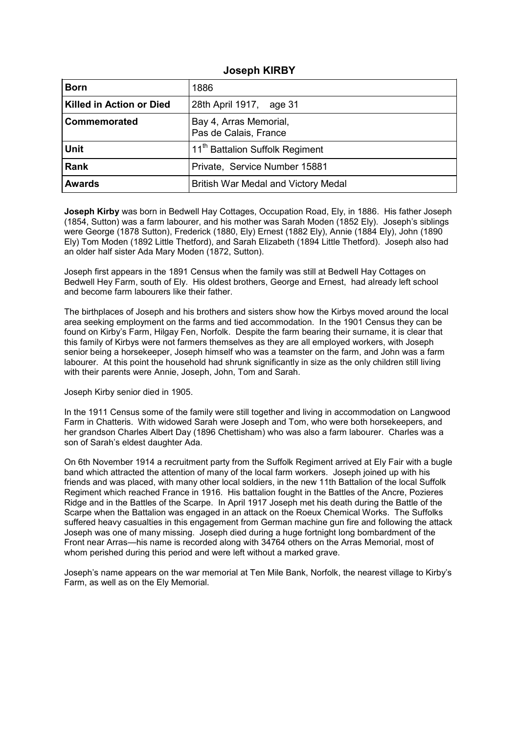## Joseph KIRBY

| | |
|---|---|
| **Born** | 1886 |
| **Killed in Action or Died** | 28th April 1917, age 31 |
| **Commemorated** | Bay 4, Arras Memorial, Pas de Calais, France |
| **Unit** | 11th Battalion Suffolk Regiment |
| **Rank** | Private, Service Number 15881 |
| **Awards** | British War Medal and Victory Medal |

**Joseph Kirby** was born in Bedwell Hay Cottages, Occupation Road, Ely, in 1886. His father Joseph (1854, Sutton) was a farm labourer, and his mother was Sarah Moden (1852 Ely). Joseph's siblings were George (1878 Sutton), Frederick (1880, Ely) Ernest (1882 Ely), Annie (1884 Ely), John (1890 Ely) Tom Moden (1892 Little Thetford), and Sarah Elizabeth (1894 Little Thetford). Joseph also had an older half sister Ada Mary Moden (1872, Sutton).

Joseph first appears in the 1891 Census when the family was still at Bedwell Hay Cottages on Bedwell Hey Farm, south of Ely. His oldest brothers, George and Ernest, had already left school and become farm labourers like their father.

The birthplaces of Joseph and his brothers and sisters show how the Kirbys moved around the local area seeking employment on the farms and tied accommodation. In the 1901 Census they can be found on Kirby's Farm, Hilgay Fen, Norfolk. Despite the farm bearing their surname, it is clear that this family of Kirbys were not farmers themselves as they are all employed workers, with Joseph senior being a horsekeeper, Joseph himself who was a teamster on the farm, and John was a farm labourer. At this point the household had shrunk significantly in size as the only children still living with their parents were Annie, Joseph, John, Tom and Sarah.

Joseph Kirby senior died in 1905.

In the 1911 Census some of the family were still together and living in accommodation on Langwood Farm in Chatteris. With widowed Sarah were Joseph and Tom, who were both horsekeepers, and her grandson Charles Albert Day (1896 Chettisham) who was also a farm labourer. Charles was a son of Sarah's eldest daughter Ada.

On 6th November 1914 a recruitment party from the Suffolk Regiment arrived at Ely Fair with a bugle band which attracted the attention of many of the local farm workers. Joseph joined up with his friends and was placed, with many other local soldiers, in the new 11th Battalion of the local Suffolk Regiment which reached France in 1916. His battalion fought in the Battles of the Ancre, Pozieres Ridge and in the Battles of the Scarpe. In April 1917 Joseph met his death during the Battle of the Scarpe when the Battalion was engaged in an attack on the Roeux Chemical Works. The Suffolks suffered heavy casualties in this engagement from German machine gun fire and following the attack Joseph was one of many missing. Joseph died during a huge fortnight long bombardment of the Front near Arras—his name is recorded along with 34764 others on the Arras Memorial, most of whom perished during this period and were left without a marked grave.

Joseph's name appears on the war memorial at Ten Mile Bank, Norfolk, the nearest village to Kirby's Farm, as well as on the Ely Memorial.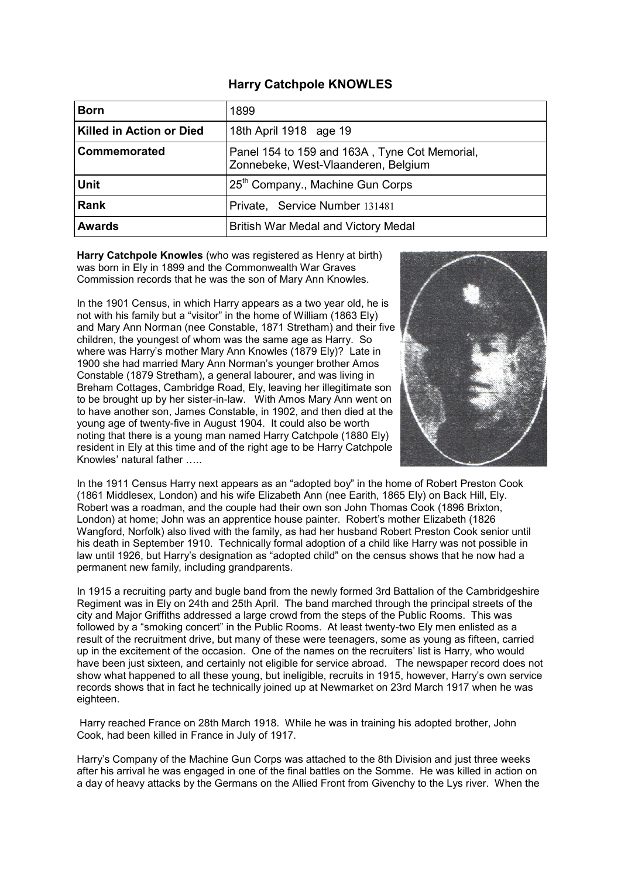## Harry Catchpole KNOWLES

| | |
|---|---|
| **Born** | 1899 |
| **Killed in Action or Died** | 18th April 1918 age 19 |
| **Commemorated** | Panel 154 to 159 and 163A , Tyne Cot Memorial, Zonnebeke, West-Vlaanderen, Belgium |
| **Unit** | 25th Company., Machine Gun Corps |
| **Rank** | Private, Service Number 131481 |
| **Awards** | British War Medal and Victory Medal |

**Harry Catchpole Knowles** (who was registered as Henry at birth) was born in Ely in 1899 and the Commonwealth War Graves Commission records that he was the son of Mary Ann Knowles.

In the 1901 Census, in which Harry appears as a two year old, he is not with his family but a "visitor" in the home of William (1863 Ely) and Mary Ann Norman (nee Constable, 1871 Stretham) and their five children, the youngest of whom was the same age as Harry. So where was Harry's mother Mary Ann Knowles (1879 Ely)? Late in 1900 she had married Mary Ann Norman's younger brother Amos Constable (1879 Stretham), a general labourer, and was living in Breham Cottages, Cambridge Road, Ely, leaving her illegitimate son to be brought up by her sister-in-law. With Amos Mary Ann went on to have another son, James Constable, in 1902, and then died at the young age of twenty-five in August 1904. It could also be worth noting that there is a young man named Harry Catchpole (1880 Ely) resident in Ely at this time and of the right age to be Harry Catchpole Knowles' natural father …..

In the 1911 Census Harry next appears as an "adopted boy" in the home of Robert Preston Cook (1861 Middlesex, London) and his wife Elizabeth Ann (nee Earith, 1865 Ely) on Back Hill, Ely. Robert was a roadman, and the couple had their own son John Thomas Cook (1896 Brixton, London) at home; John was an apprentice house painter. Robert's mother Elizabeth (1826 Wangford, Norfolk) also lived with the family, as had her husband Robert Preston Cook senior until his death in September 1910. Technically formal adoption of a child like Harry was not possible in law until 1926, but Harry's designation as "adopted child" on the census shows that he now had a permanent new family, including grandparents.

In 1915 a recruiting party and bugle band from the newly formed 3rd Battalion of the Cambridgeshire Regiment was in Ely on 24th and 25th April. The band marched through the principal streets of the city and Major Griffiths addressed a large crowd from the steps of the Public Rooms. This was followed by a "smoking concert" in the Public Rooms. At least twenty-two Ely men enlisted as a result of the recruitment drive, but many of these were teenagers, some as young as fifteen, carried up in the excitement of the occasion. One of the names on the recruiters' list is Harry, who would have been just sixteen, and certainly not eligible for service abroad. The newspaper record does not show what happened to all these young, but ineligible, recruits in 1915, however, Harry's own service records shows that in fact he technically joined up at Newmarket on 23rd March 1917 when he was eighteen.

Harry reached France on 28th March 1918. While he was in training his adopted brother, John Cook, had been killed in France in July of 1917.

Harry's Company of the Machine Gun Corps was attached to the 8th Division and just three weeks after his arrival he was engaged in one of the final battles on the Somme. He was killed in action on a day of heavy attacks by the Germans on the Allied Front from Givenchy to the Lys river. When the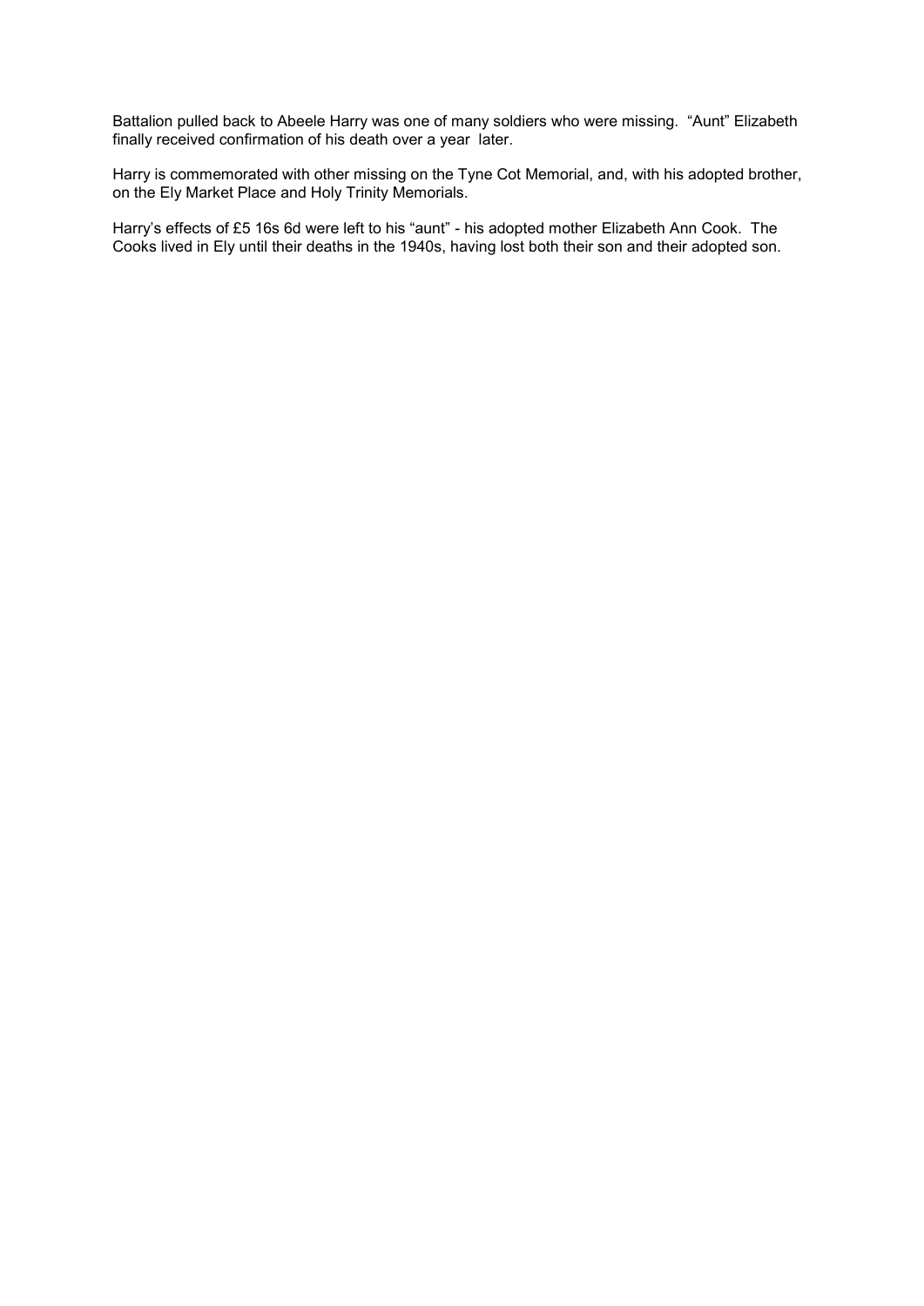Battalion pulled back to Abeele Harry was one of many soldiers who were missing. "Aunt" Elizabeth finally received confirmation of his death over a year later.

Harry is commemorated with other missing on the Tyne Cot Memorial, and, with his adopted brother, on the Ely Market Place and Holy Trinity Memorials.

Harry's effects of £5 16s 6d were left to his "aunt" - his adopted mother Elizabeth Ann Cook. The Cooks lived in Ely until their deaths in the 1940s, having lost both their son and their adopted son.